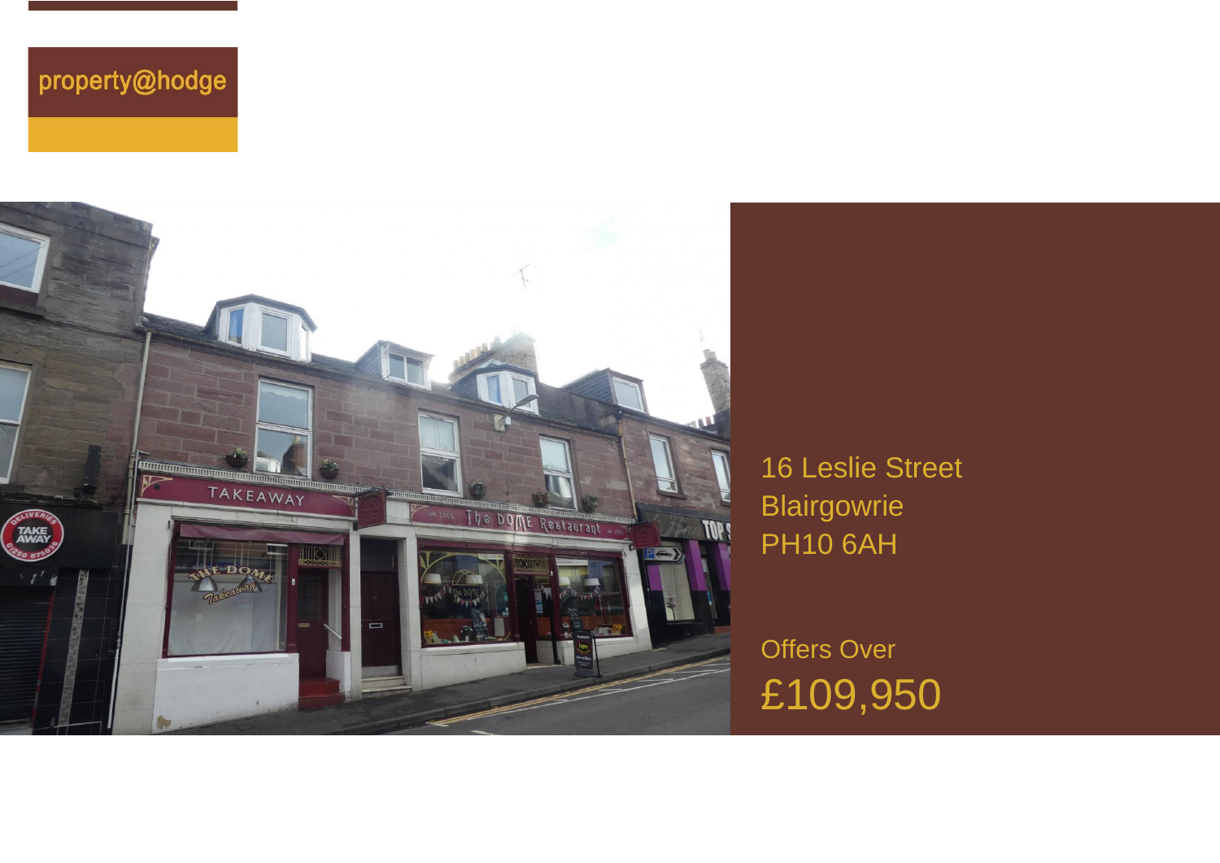property@hodge

16 Leslie Street
Blairgowrie
PH10 6AH

Offers Over

£109,950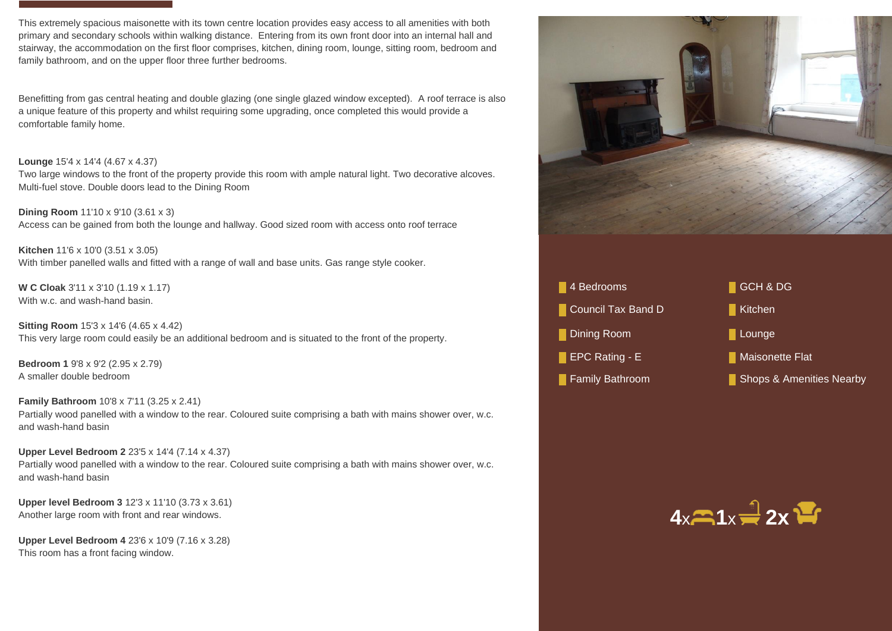This extremely spacious maisonette with its town centre location provides easy access to all amenities with both primary and secondary schools within walking distance. Entering from its own front door into an internal hall and stairway, the accommodation on the first floor comprises, kitchen, dining room, lounge, sitting room, bedroom and family bathroom, and on the upper floor three further bedrooms.

Benefitting from gas central heating and double glazing (one single glazed window excepted). A roof terrace is also a unique feature of this property and whilst requiring some upgrading, once completed this would provide a comfortable family home.

**Lounge** 15'4 x 14'4 (4.67 x 4.37)
Two large windows to the front of the property provide this room with ample natural light. Two decorative alcoves. Multi-fuel stove. Double doors lead to the Dining Room

**Dining Room** 11'10 x 9'10 (3.61 x 3)
Access can be gained from both the lounge and hallway. Good sized room with access onto roof terrace

**Kitchen** 11'6 x 10'0 (3.51 x 3.05)
With timber panelled walls and fitted with a range of wall and base units. Gas range style cooker.

**W C Cloak** 3'11 x 3'10 (1.19 x 1.17)
With w.c. and wash-hand basin.

**Sitting Room** 15'3 x 14'6 (4.65 x 4.42)
This very large room could easily be an additional bedroom and is situated to the front of the property.

**Bedroom 1** 9'8 x 9'2 (2.95 x 2.79)
A smaller double bedroom

**Family Bathroom** 10'8 x 7'11 (3.25 x 2.41)
Partially wood panelled with a window to the rear. Coloured suite comprising a bath with mains shower over, w.c. and wash-hand basin

**Upper Level Bedroom 2** 23'5 x 14'4 (7.14 x 4.37)
Partially wood panelled with a window to the rear. Coloured suite comprising a bath with mains shower over, w.c. and wash-hand basin

**Upper level Bedroom 3** 12'3 x 11'10 (3.73 x 3.61)
Another large room with front and rear windows.

**Upper Level Bedroom 4** 23'6 x 10'9 (7.16 x 3.28)
This room has a front facing window.

- 4 Bedrooms
- Council Tax Band D
- Dining Room
- EPC Rating - E
- Family Bathroom
- GCH & DG
- Kitchen
- Lounge
- Maisonette Flat
- Shops & Amenities Nearby

4x 1x 2x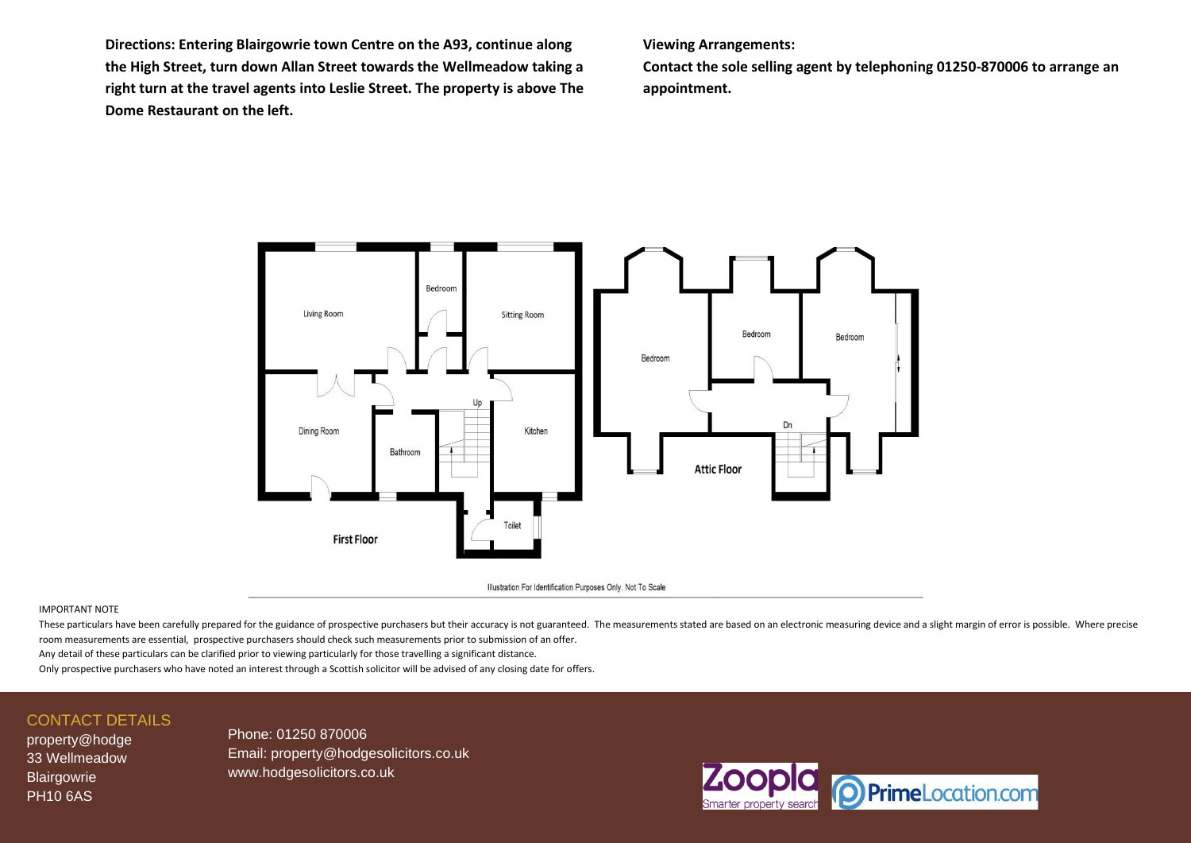**Directions: Entering Blairgowrie town Centre on the A93, continue along the High Street, turn down Allan Street towards the Wellmeadow taking a right turn at the travel agents into Leslie Street. The property is above The Dome Restaurant on the left.**

**Viewing Arrangements:**

**Contact the sole selling agent by telephoning 01250-870006 to arrange an appointment.**

Living Room
Bedroom
Sitting Room
Dining Room
Bathroom
Up
Kitchen
Toilet
First Floor

Bedroom
Bedroom
Bedroom
Dn
Attic Floor

Illustration For Identification Purposes Only. Not To Scale

IMPORTANT NOTE

These particulars have been carefully prepared for the guidance of prospective purchasers but their accuracy is not guaranteed. The measurements stated are based on an electronic measuring device and a slight margin of error is possible. Where precise room measurements are essential, prospective purchasers should check such measurements prior to submission of an offer.

Any detail of these particulars can be clarified prior to viewing particularly for those travelling a significant distance.

Only prospective purchasers who have noted an interest through a Scottish solicitor will be advised of any closing date for offers.

## CONTACT DETAILS

property@hodge
33 Wellmeadow
Blairgowrie
PH10 6AS

Phone: 01250 870006
Email: property@hodgesolicitors.co.uk
www.hodgesolicitors.co.uk

Zoopla Smarter property search
PrimeLocation.com